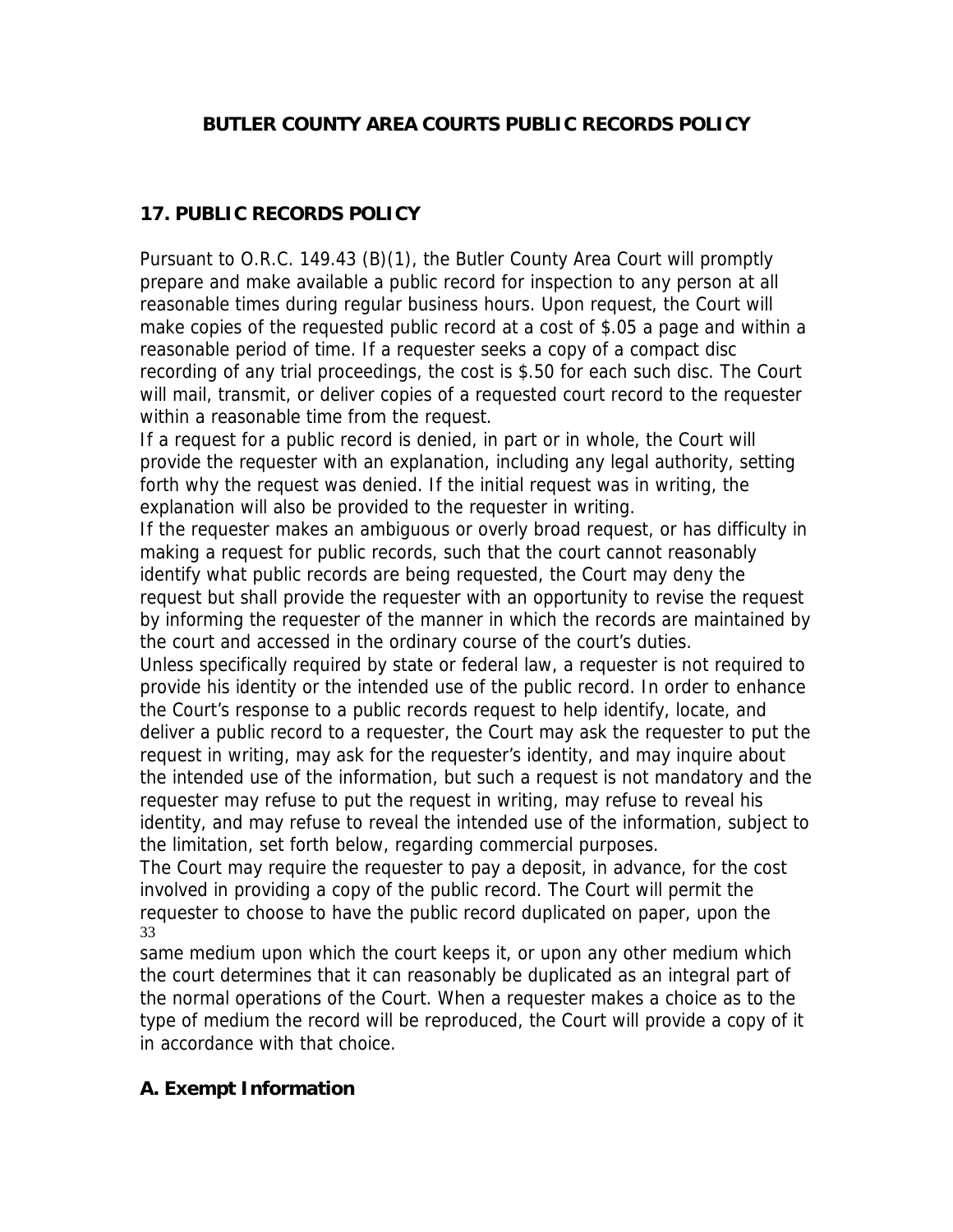# BUTLER COUNTY AREA COURTS PUBLIC RECORDS POLICY

## 17. PUBLIC RECORDS POLICY

Pursuant to O.R.C. 149.43 (B)(1), the Butler County Area Court will promptly prepare and make available a public record for inspection to any person at all reasonable times during regular business hours. Upon request, the Court will make copies of the requested public record at a cost of $.05 a page and within a reasonable period of time. If a requester seeks a copy of a compact disc recording of any trial proceedings, the cost is $.50 for each such disc. The Court will mail, transmit, or deliver copies of a requested court record to the requester within a reasonable time from the request.

If a request for a public record is denied, in part or in whole, the Court will provide the requester with an explanation, including any legal authority, setting forth why the request was denied. If the initial request was in writing, the explanation will also be provided to the requester in writing.

If the requester makes an ambiguous or overly broad request, or has difficulty in making a request for public records, such that the court cannot reasonably identify what public records are being requested, the Court may deny the request but shall provide the requester with an opportunity to revise the request by informing the requester of the manner in which the records are maintained by the court and accessed in the ordinary course of the court's duties.

Unless specifically required by state or federal law, a requester is not required to provide his identity or the intended use of the public record. In order to enhance the Court's response to a public records request to help identify, locate, and deliver a public record to a requester, the Court may ask the requester to put the request in writing, may ask for the requester's identity, and may inquire about the intended use of the information, but such a request is not mandatory and the requester may refuse to put the request in writing, may refuse to reveal his identity, and may refuse to reveal the intended use of the information, subject to the limitation, set forth below, regarding commercial purposes.

The Court may require the requester to pay a deposit, in advance, for the cost involved in providing a copy of the public record. The Court will permit the requester to choose to have the public record duplicated on paper, upon the same medium upon which the court keeps it, or upon any other medium which the court determines that it can reasonably be duplicated as an integral part of the normal operations of the Court. When a requester makes a choice as to the type of medium the record will be reproduced, the Court will provide a copy of it in accordance with that choice.

### A. Exempt Information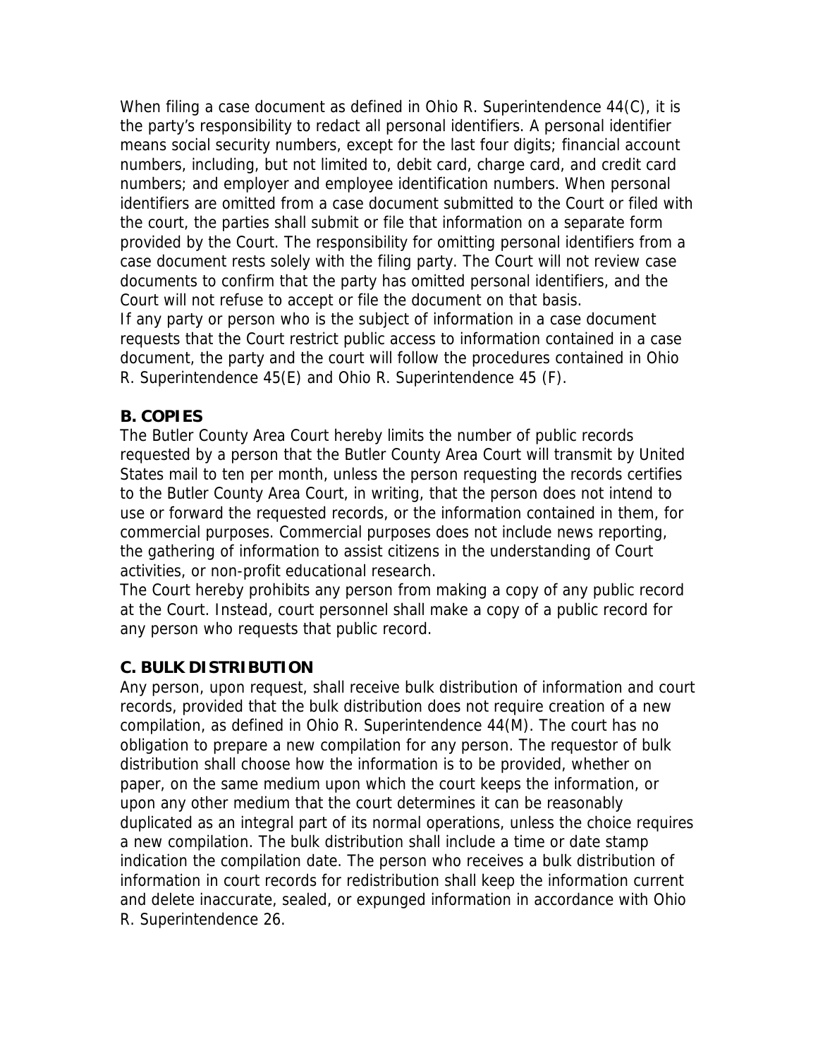When filing a case document as defined in Ohio R. Superintendence 44(C), it is the party's responsibility to redact all personal identifiers. A personal identifier means social security numbers, except for the last four digits; financial account numbers, including, but not limited to, debit card, charge card, and credit card numbers; and employer and employee identification numbers. When personal identifiers are omitted from a case document submitted to the Court or filed with the court, the parties shall submit or file that information on a separate form provided by the Court. The responsibility for omitting personal identifiers from a case document rests solely with the filing party. The Court will not review case documents to confirm that the party has omitted personal identifiers, and the Court will not refuse to accept or file the document on that basis.
If any party or person who is the subject of information in a case document requests that the Court restrict public access to information contained in a case document, the party and the court will follow the procedures contained in Ohio R. Superintendence 45(E) and Ohio R. Superintendence 45 (F).

**B. COPIES**

The Butler County Area Court hereby limits the number of public records requested by a person that the Butler County Area Court will transmit by United States mail to ten per month, unless the person requesting the records certifies to the Butler County Area Court, in writing, that the person does not intend to use or forward the requested records, or the information contained in them, for commercial purposes. Commercial purposes does not include news reporting, the gathering of information to assist citizens in the understanding of Court activities, or non-profit educational research.
The Court hereby prohibits any person from making a copy of any public record at the Court. Instead, court personnel shall make a copy of a public record for any person who requests that public record.

**C. BULK DISTRIBUTION**

Any person, upon request, shall receive bulk distribution of information and court records, provided that the bulk distribution does not require creation of a new compilation, as defined in Ohio R. Superintendence 44(M). The court has no obligation to prepare a new compilation for any person. The requestor of bulk distribution shall choose how the information is to be provided, whether on paper, on the same medium upon which the court keeps the information, or upon any other medium that the court determines it can be reasonably duplicated as an integral part of its normal operations, unless the choice requires a new compilation. The bulk distribution shall include a time or date stamp indication the compilation date. The person who receives a bulk distribution of information in court records for redistribution shall keep the information current and delete inaccurate, sealed, or expunged information in accordance with Ohio R. Superintendence 26.